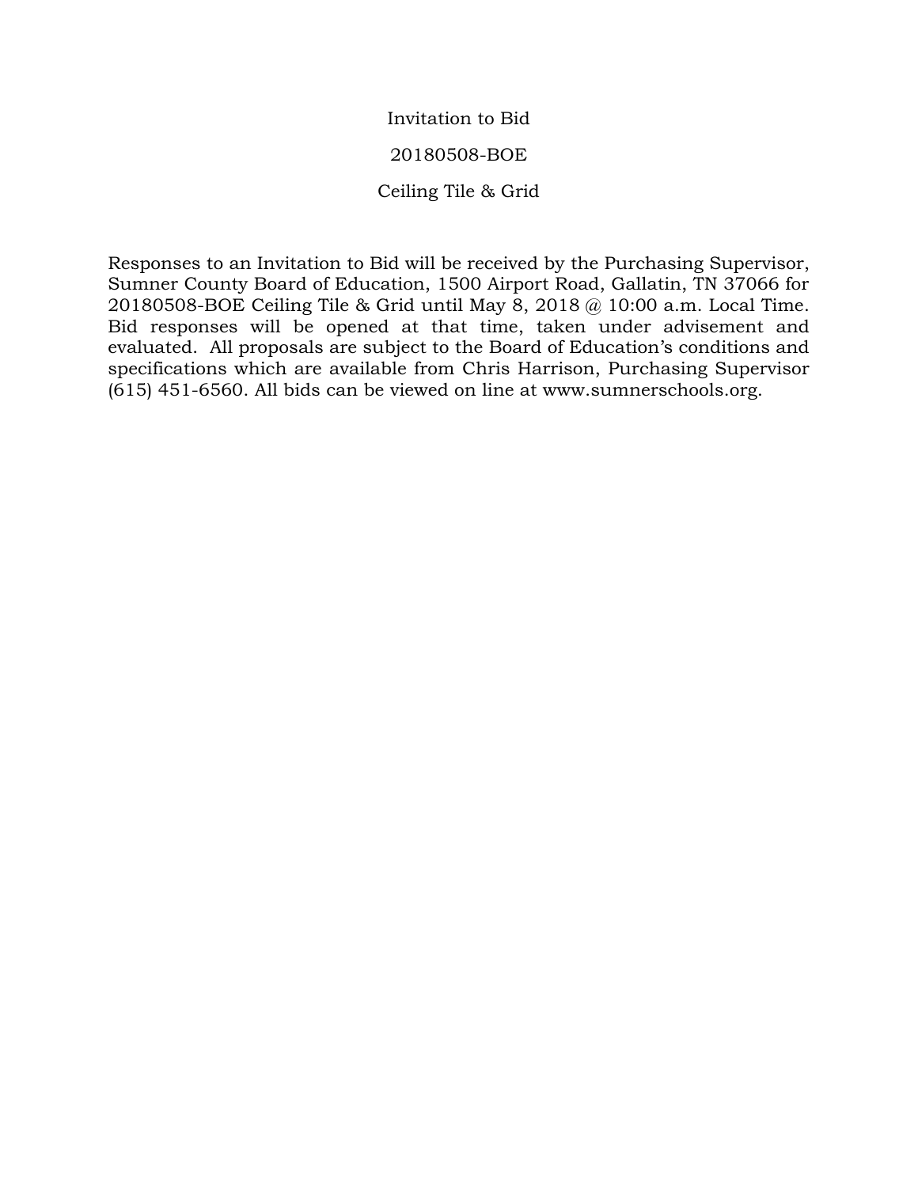# Invitation to Bid

## 20180508-BOE

## Ceiling Tile & Grid

Responses to an Invitation to Bid will be received by the Purchasing Supervisor, Sumner County Board of Education, 1500 Airport Road, Gallatin, TN 37066 for 20180508-BOE Ceiling Tile & Grid until May 8, 2018 @ 10:00 a.m. Local Time. Bid responses will be opened at that time, taken under advisement and evaluated. All proposals are subject to the Board of Education's conditions and specifications which are available from Chris Harrison, Purchasing Supervisor (615) 451-6560. All bids can be viewed on line at www.sumnerschools.org.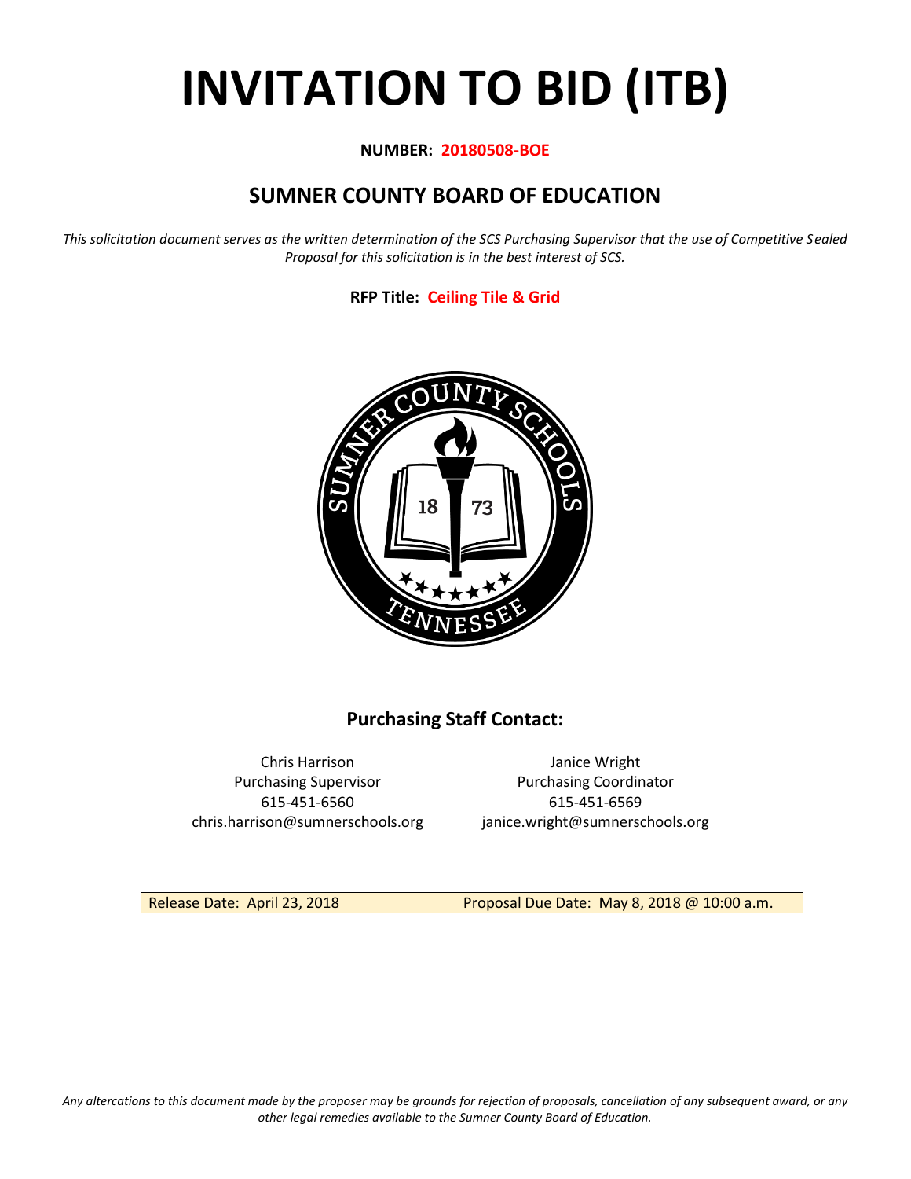# INVITATION TO BID (ITB)

**NUMBER: 20180508-BOE**

## SUMNER COUNTY BOARD OF EDUCATION

*This solicitation document serves as the written determination of the SCS Purchasing Supervisor that the use of Competitive Sealed Proposal for this solicitation is in the best interest of SCS.*

**RFP Title: Ceiling Tile & Grid**

### Purchasing Staff Contact:

| Chris Harrison | Janice Wright |
|---|---|
| Purchasing Supervisor | Purchasing Coordinator |
| 615-451-6560 | 615-451-6569 |
| chris.harrison@sumnerschools.org | janice.wright@sumnerschools.org |

| Release Date: April 23, 2018 | Proposal Due Date: May 8, 2018 @ 10:00 a.m. |
|---|---|

*Any altercations to this document made by the proposer may be grounds for rejection of proposals, cancellation of any subsequent award, or any other legal remedies available to the Sumner County Board of Education.*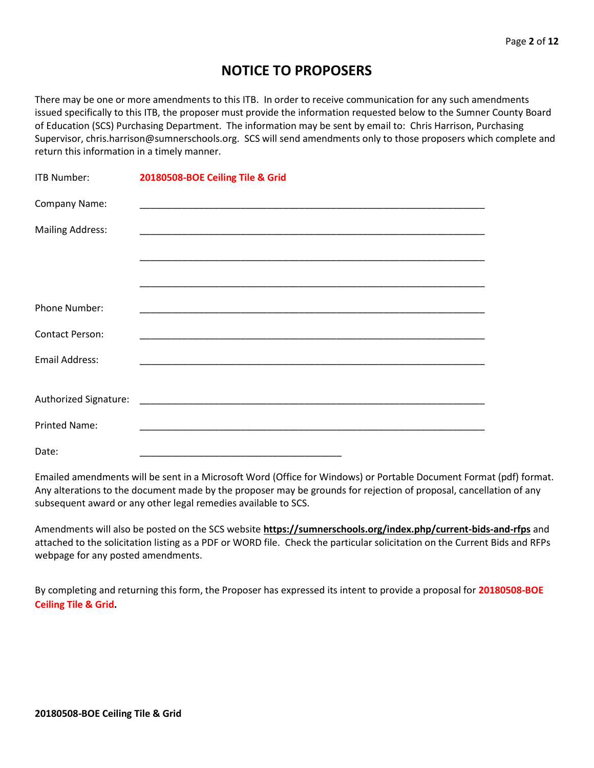# NOTICE TO PROPOSERS

There may be one or more amendments to this ITB. In order to receive communication for any such amendments issued specifically to this ITB, the proposer must provide the information requested below to the Sumner County Board of Education (SCS) Purchasing Department. The information may be sent by email to: Chris Harrison, Purchasing Supervisor, chris.harrison@sumnerschools.org. SCS will send amendments only to those proposers which complete and return this information in a timely manner.

ITB Number: **20180508-BOE Ceiling Tile & Grid**

Company Name: ___________________________________________________________________

Mailing Address: ___________________________________________________________________

___________________________________________________________________

___________________________________________________________________

Phone Number: ___________________________________________________________________

Contact Person: ___________________________________________________________________

Email Address: ___________________________________________________________________

Authorized Signature: ___________________________________________________________________

Printed Name: ___________________________________________________________________

Date: _______________________________________

Emailed amendments will be sent in a Microsoft Word (Office for Windows) or Portable Document Format (pdf) format. Any alterations to the document made by the proposer may be grounds for rejection of proposal, cancellation of any subsequent award or any other legal remedies available to SCS.

Amendments will also be posted on the SCS website **https://sumnerschools.org/index.php/current-bids-and-rfps** and attached to the solicitation listing as a PDF or WORD file. Check the particular solicitation on the Current Bids and RFPs webpage for any posted amendments.

By completing and returning this form, the Proposer has expressed its intent to provide a proposal for **20180508-BOE Ceiling Tile & Grid.**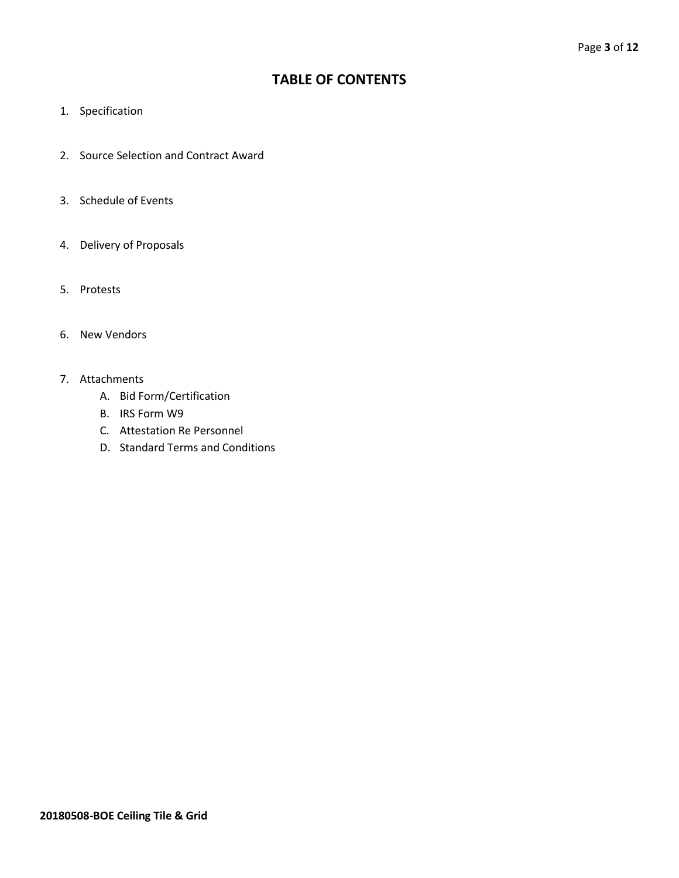# TABLE OF CONTENTS

1. Specification
2. Source Selection and Contract Award
3. Schedule of Events
4. Delivery of Proposals
5. Protests
6. New Vendors
7. Attachments
   A. Bid Form/Certification
   B. IRS Form W9
   C. Attestation Re Personnel
   D. Standard Terms and Conditions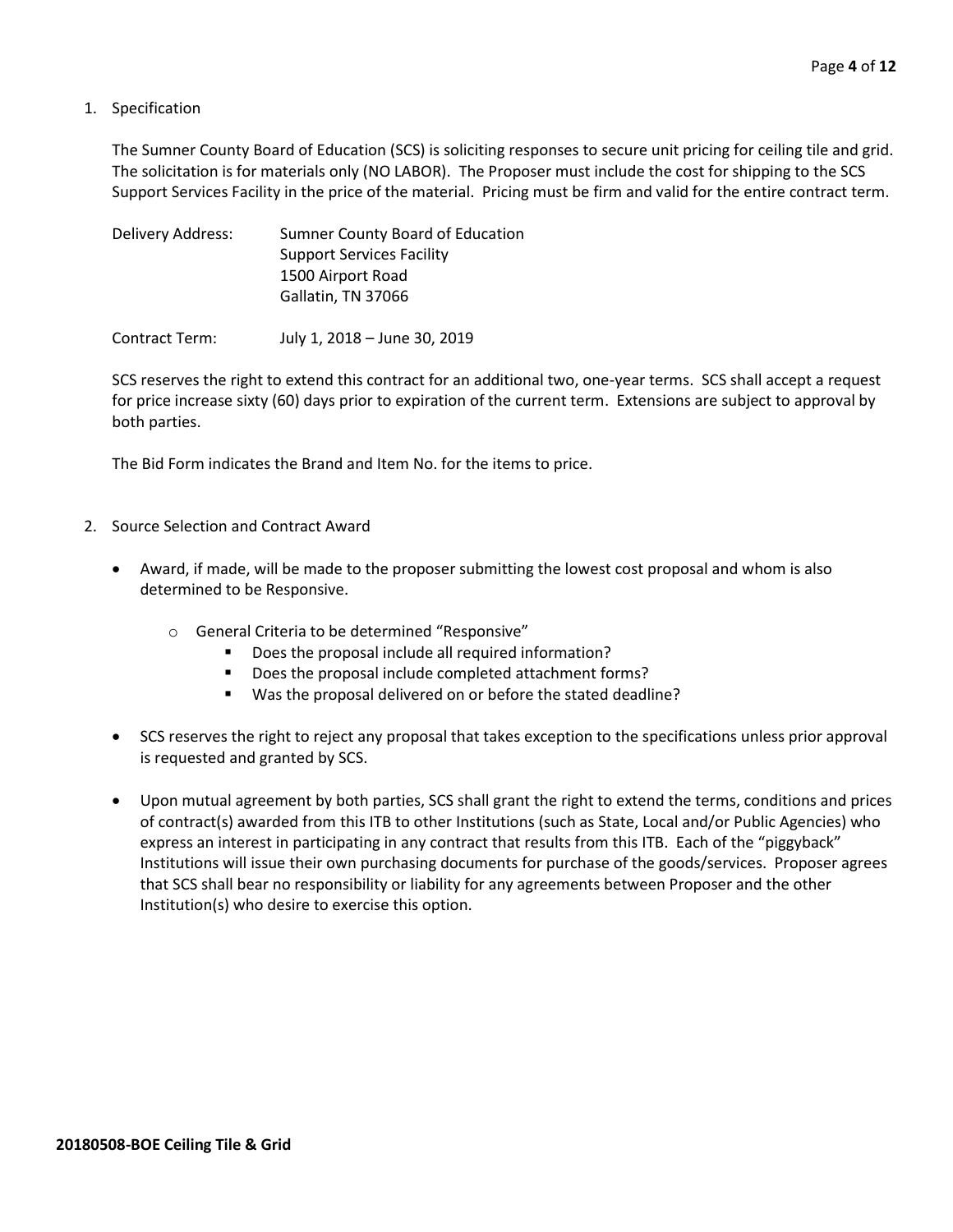1. Specification

   The Sumner County Board of Education (SCS) is soliciting responses to secure unit pricing for ceiling tile and grid. The solicitation is for materials only (NO LABOR). The Proposer must include the cost for shipping to the SCS Support Services Facility in the price of the material. Pricing must be firm and valid for the entire contract term.

   Delivery Address: Sumner County Board of Education
   Support Services Facility
   1500 Airport Road
   Gallatin, TN 37066

   Contract Term: July 1, 2018 – June 30, 2019

   SCS reserves the right to extend this contract for an additional two, one-year terms. SCS shall accept a request for price increase sixty (60) days prior to expiration of the current term. Extensions are subject to approval by both parties.

   The Bid Form indicates the Brand and Item No. for the items to price.

2. Source Selection and Contract Award

   - Award, if made, will be made to the proposer submitting the lowest cost proposal and whom is also determined to be Responsive.
     - General Criteria to be determined "Responsive"
       - Does the proposal include all required information?
       - Does the proposal include completed attachment forms?
       - Was the proposal delivered on or before the stated deadline?
   - SCS reserves the right to reject any proposal that takes exception to the specifications unless prior approval is requested and granted by SCS.
   - Upon mutual agreement by both parties, SCS shall grant the right to extend the terms, conditions and prices of contract(s) awarded from this ITB to other Institutions (such as State, Local and/or Public Agencies) who express an interest in participating in any contract that results from this ITB. Each of the "piggyback" Institutions will issue their own purchasing documents for purchase of the goods/services. Proposer agrees that SCS shall bear no responsibility or liability for any agreements between Proposer and the other Institution(s) who desire to exercise this option.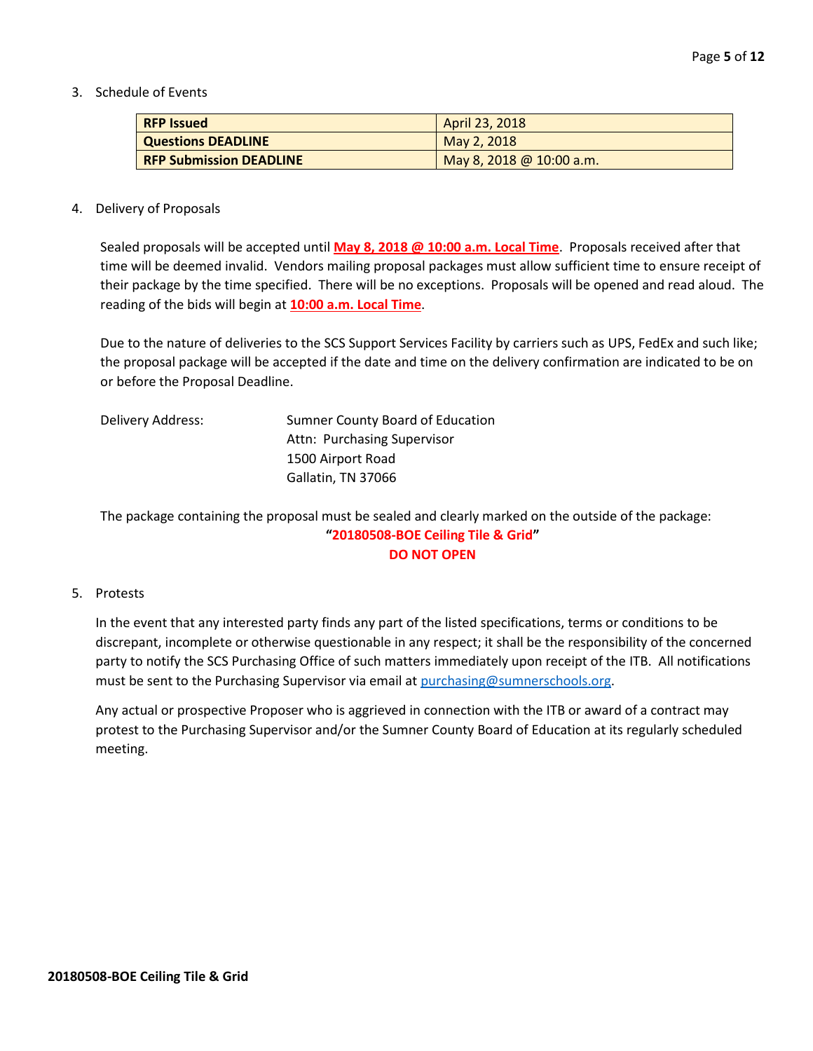3. Schedule of Events

| **RFP Issued** | April 23, 2018 |
| --- | --- |
| **Questions DEADLINE** | May 2, 2018 |
| **RFP Submission DEADLINE** | May 8, 2018 @ 10:00 a.m. |

4. Delivery of Proposals

Sealed proposals will be accepted until **May 8, 2018 @ 10:00 a.m. Local Time**. Proposals received after that time will be deemed invalid. Vendors mailing proposal packages must allow sufficient time to ensure receipt of their package by the time specified. There will be no exceptions. Proposals will be opened and read aloud. The reading of the bids will begin at **10:00 a.m. Local Time**.

Due to the nature of deliveries to the SCS Support Services Facility by carriers such as UPS, FedEx and such like; the proposal package will be accepted if the date and time on the delivery confirmation are indicated to be on or before the Proposal Deadline.

Delivery Address:

Sumner County Board of Education
Attn: Purchasing Supervisor
1500 Airport Road
Gallatin, TN 37066

The package containing the proposal must be sealed and clearly marked on the outside of the package:

**"20180508-BOE Ceiling Tile & Grid"**

**DO NOT OPEN**

5. Protests

In the event that any interested party finds any part of the listed specifications, terms or conditions to be discrepant, incomplete or otherwise questionable in any respect; it shall be the responsibility of the concerned party to notify the SCS Purchasing Office of such matters immediately upon receipt of the ITB. All notifications must be sent to the Purchasing Supervisor via email at purchasing@sumnerschools.org.

Any actual or prospective Proposer who is aggrieved in connection with the ITB or award of a contract may protest to the Purchasing Supervisor and/or the Sumner County Board of Education at its regularly scheduled meeting.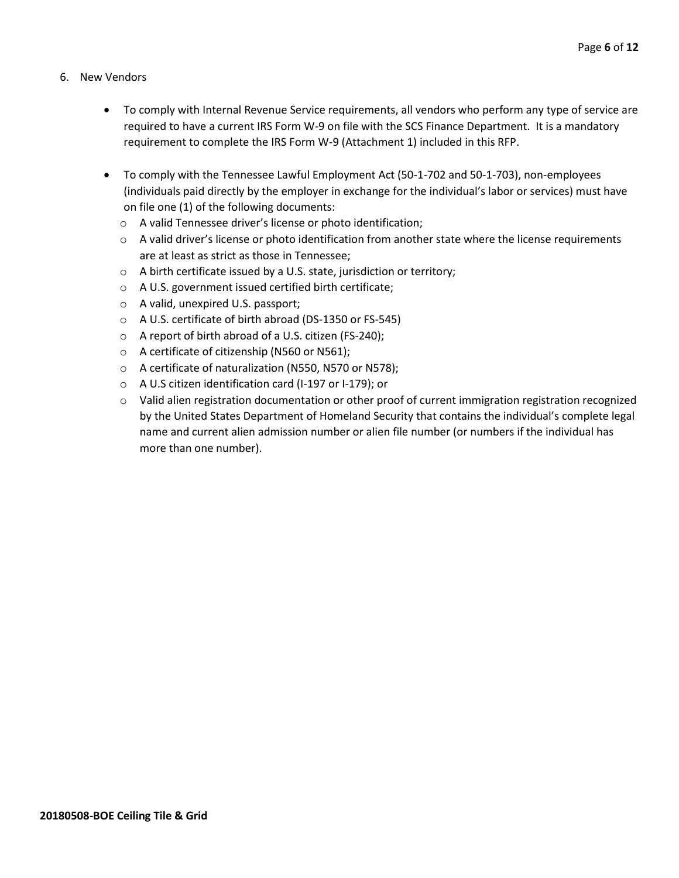6. New Vendors

- To comply with Internal Revenue Service requirements, all vendors who perform any type of service are required to have a current IRS Form W-9 on file with the SCS Finance Department. It is a mandatory requirement to complete the IRS Form W-9 (Attachment 1) included in this RFP.
- To comply with the Tennessee Lawful Employment Act (50-1-702 and 50-1-703), non-employees (individuals paid directly by the employer in exchange for the individual's labor or services) must have on file one (1) of the following documents:
  - A valid Tennessee driver's license or photo identification;
  - A valid driver's license or photo identification from another state where the license requirements are at least as strict as those in Tennessee;
  - A birth certificate issued by a U.S. state, jurisdiction or territory;
  - A U.S. government issued certified birth certificate;
  - A valid, unexpired U.S. passport;
  - A U.S. certificate of birth abroad (DS-1350 or FS-545)
  - A report of birth abroad of a U.S. citizen (FS-240);
  - A certificate of citizenship (N560 or N561);
  - A certificate of naturalization (N550, N570 or N578);
  - A U.S citizen identification card (I-197 or I-179); or
  - Valid alien registration documentation or other proof of current immigration registration recognized by the United States Department of Homeland Security that contains the individual's complete legal name and current alien admission number or alien file number (or numbers if the individual has more than one number).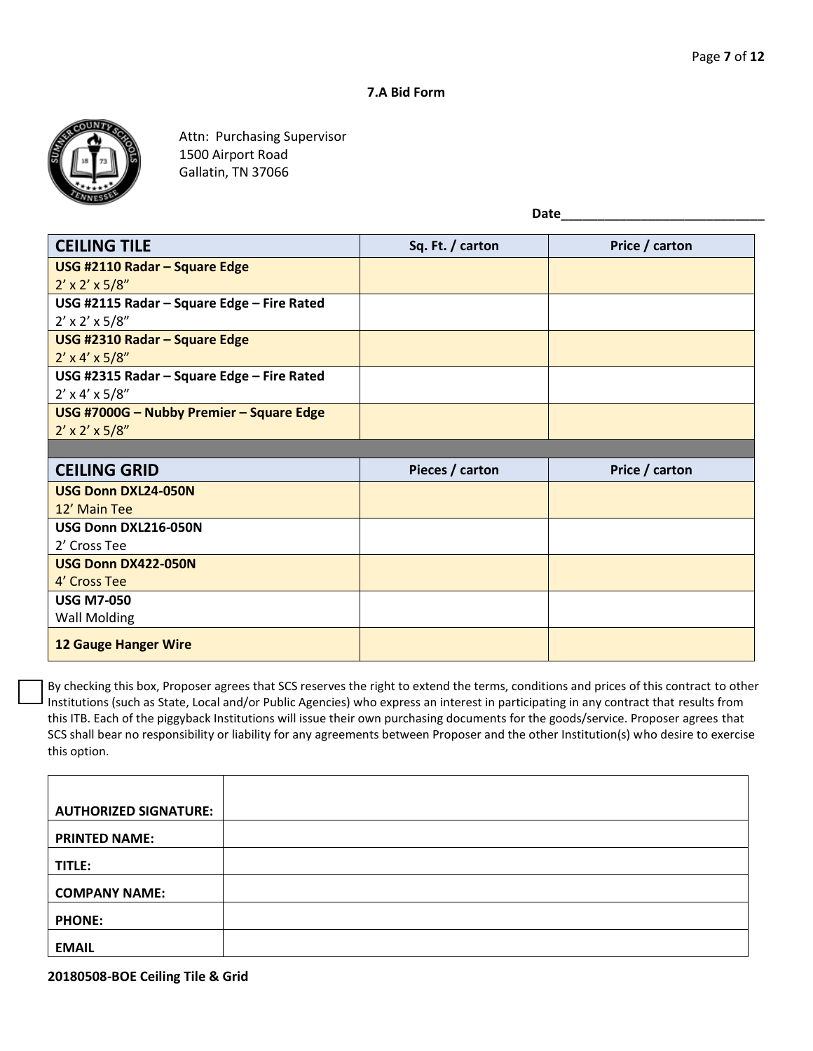## 7.A Bid Form

Attn: Purchasing Supervisor
1500 Airport Road
Gallatin, TN 37066

Date_____________________________

| CEILING TILE | Sq. Ft. / carton | Price / carton |
|---|---|---|
| **USG #2110 Radar – Square Edge**<br>2' x 2' x 5/8" | | |
| **USG #2115 Radar – Square Edge – Fire Rated**<br>2' x 2' x 5/8" | | |
| **USG #2310 Radar – Square Edge**<br>2' x 4' x 5/8" | | |
| **USG #2315 Radar – Square Edge – Fire Rated**<br>2' x 4' x 5/8" | | |
| **USG #7000G – Nubby Premier – Square Edge**<br>2' x 2' x 5/8" | | |
| | | |
| **CEILING GRID** | **Pieces / carton** | **Price / carton** |
| **USG Donn DXL24-050N**<br>12' Main Tee | | |
| **USG Donn DXL216-050N**<br>2' Cross Tee | | |
| **USG Donn DX422-050N**<br>4' Cross Tee | | |
| **USG M7-050**<br>Wall Molding | | |
| **12 Gauge Hanger Wire** | | |

☐ By checking this box, Proposer agrees that SCS reserves the right to extend the terms, conditions and prices of this contract to other Institutions (such as State, Local and/or Public Agencies) who express an interest in participating in any contract that results from this ITB. Each of the piggyback Institutions will issue their own purchasing documents for the goods/service. Proposer agrees that SCS shall bear no responsibility or liability for any agreements between Proposer and the other Institution(s) who desire to exercise this option.

| | |
|---|---|
| **AUTHORIZED SIGNATURE:** | |
| **PRINTED NAME:** | |
| **TITLE:** | |
| **COMPANY NAME:** | |
| **PHONE:** | |
| **EMAIL** | |

**20180508-BOE Ceiling Tile & Grid**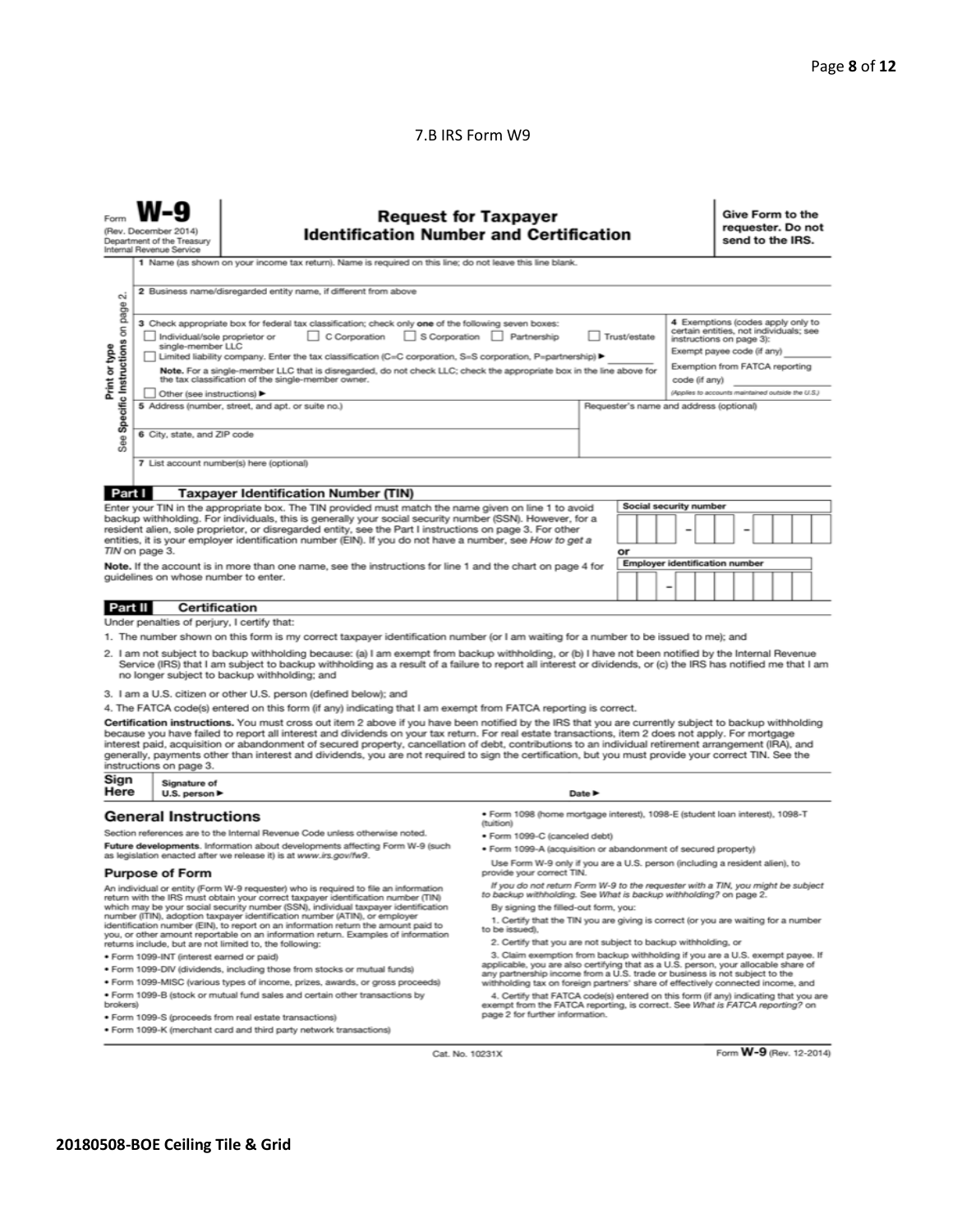7.B IRS Form W9

Form **W-9**
(Rev. December 2014)
Department of the Treasury
Internal Revenue Service

# Request for Taxpayer Identification Number and Certification

**Give Form to the requester. Do not send to the IRS.**

*Print or type* — *See Specific Instructions on page 2.*

1 Name (as shown on your income tax return). Name is required on this line; do not leave this line blank.

2 Business name/disregarded entity name, if different from above

3 Check appropriate box for federal tax classification; check only **one** of the following seven boxes:

- ☐ Individual/sole proprietor or single-member LLC
- ☐ C Corporation
- ☐ S Corporation
- ☐ Partnership
- ☐ Trust/estate
- ☐ Limited liability company. Enter the tax classification (C=C corporation, S=S corporation, P=partnership) ▶

**Note.** For a single-member LLC that is disregarded, do not check LLC; check the appropriate box in the line above for the tax classification of the single-member owner.

- ☐ Other (see instructions) ▶

4 Exemptions (codes apply only to certain entities, not individuals; see instructions on page 3):

Exempt payee code (if any)

Exemption from FATCA reporting code (if any)

*(Applies to accounts maintained outside the U.S.)*

5 Address (number, street, and apt. or suite no.)

Requester's name and address (optional)

6 City, state, and ZIP code

7 List account number(s) here (optional)

## Part I Taxpayer Identification Number (TIN)

Enter your TIN in the appropriate box. The TIN provided must match the name given on line 1 to avoid backup withholding. For individuals, this is generally your social security number (SSN). However, for a resident alien, sole proprietor, or disregarded entity, see the Part I instructions on page 3. For other entities, it is your employer identification number (EIN). If you do not have a number, see *How to get a TIN* on page 3.

**Note.** If the account is in more than one name, see the instructions for line 1 and the chart on page 4 for guidelines on whose number to enter.

Social security number
[ ][ ][ ] – [ ][ ] – [ ][ ][ ][ ]

or

Employer identification number
[ ][ ] – [ ][ ][ ][ ][ ][ ][ ]

## Part II Certification

Under penalties of perjury, I certify that:

1. The number shown on this form is my correct taxpayer identification number (or I am waiting for a number to be issued to me); and
2. I am not subject to backup withholding because: (a) I am exempt from backup withholding, or (b) I have not been notified by the Internal Revenue Service (IRS) that I am subject to backup withholding as a result of a failure to report all interest or dividends, or (c) the IRS has notified me that I am no longer subject to backup withholding; and
3. I am a U.S. citizen or other U.S. person (defined below); and
4. The FATCA code(s) entered on this form (if any) indicating that I am exempt from FATCA reporting is correct.

**Certification instructions.** You must cross out item 2 above if you have been notified by the IRS that you are currently subject to backup withholding because you have failed to report all interest and dividends on your tax return. For real estate transactions, item 2 does not apply. For mortgage interest paid, acquisition or abandonment of secured property, cancellation of debt, contributions to an individual retirement arrangement (IRA), and generally, payments other than interest and dividends, you are not required to sign the certification, but you must provide your correct TIN. See the instructions on page 3.

**Sign Here** Signature of U.S. person ▶ Date ▶

## General Instructions

Section references are to the Internal Revenue Code unless otherwise noted.

**Future developments.** Information about developments affecting Form W-9 (such as legislation enacted after we release it) is at *www.irs.gov/fw9*.

### Purpose of Form

An individual or entity (Form W-9 requester) who is required to file an information return with the IRS must obtain your correct taxpayer identification number (TIN) which may be your social security number (SSN), individual taxpayer identification number (ITIN), adoption taxpayer identification number (ATIN), or employer identification number (EIN), to report on an information return the amount paid to you, or other amount reportable on an information return. Examples of information returns include, but are not limited to, the following:

- Form 1099-INT (interest earned or paid)
- Form 1099-DIV (dividends, including those from stocks or mutual funds)
- Form 1099-MISC (various types of income, prizes, awards, or gross proceeds)
- Form 1099-B (stock or mutual fund sales and certain other transactions by brokers)
- Form 1099-S (proceeds from real estate transactions)
- Form 1099-K (merchant card and third party network transactions)
- Form 1098 (home mortgage interest), 1098-E (student loan interest), 1098-T (tuition)
- Form 1099-C (canceled debt)
- Form 1099-A (acquisition or abandonment of secured property)

Use Form W-9 only if you are a U.S. person (including a resident alien), to provide your correct TIN.

*If you do not return Form W-9 to the requester with a TIN, you might be subject to backup withholding. See What is backup withholding? on page 2.*

By signing the filled-out form, you:

1. Certify that the TIN you are giving is correct (or you are waiting for a number to be issued),
2. Certify that you are not subject to backup withholding, or
3. Claim exemption from backup withholding if you are a U.S. exempt payee. If applicable, you are also certifying that as a U.S. person, your allocable share of any partnership income from a U.S. trade or business is not subject to the withholding tax on foreign partners' share of effectively connected income, and
4. Certify that FATCA code(s) entered on this form (if any) indicating that you are exempt from the FATCA reporting, is correct. See *What is FATCA reporting?* on page 2 for further information.

Cat. No. 10231X

Form **W-9** (Rev. 12-2014)

**20180508-BOE Ceiling Tile & Grid**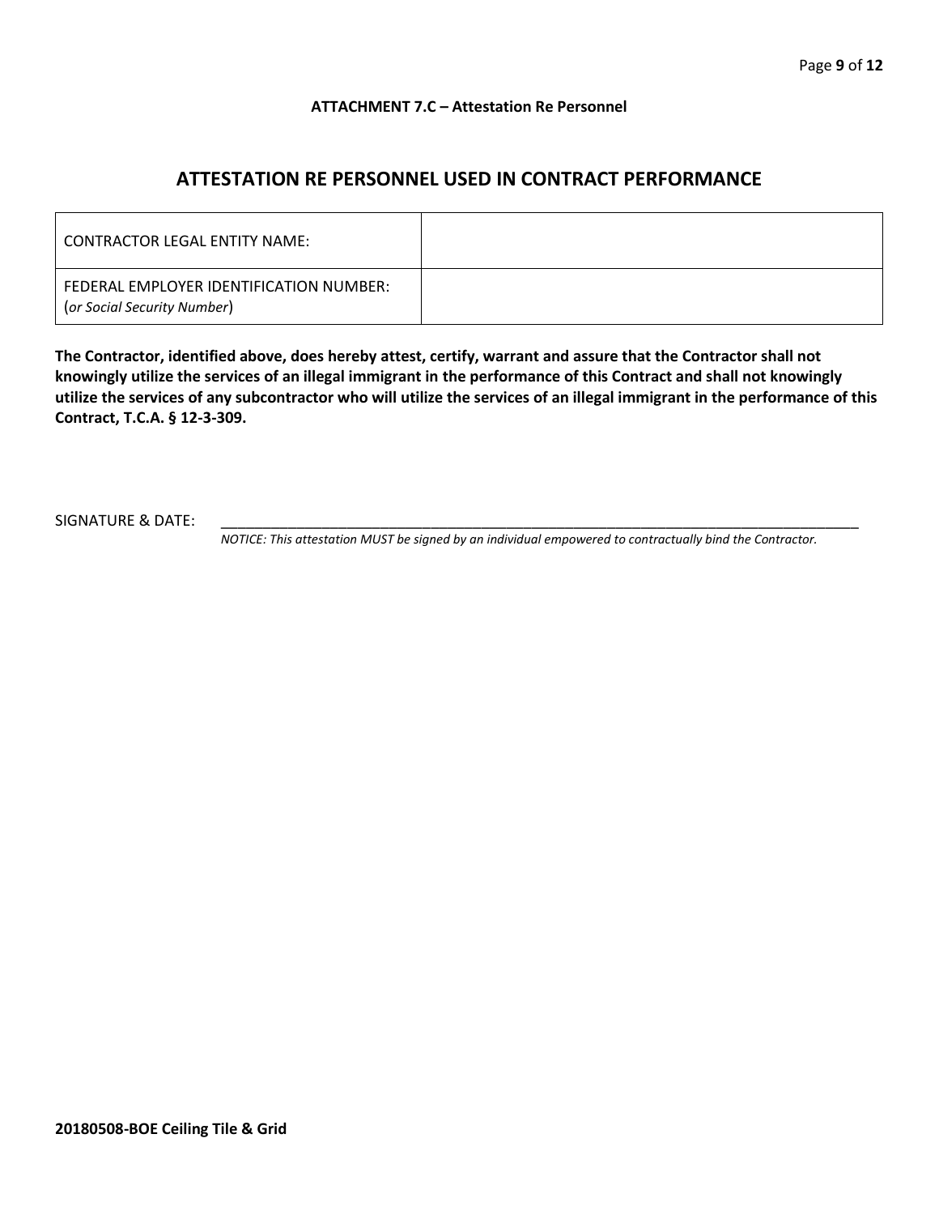**ATTACHMENT 7.C – Attestation Re Personnel**

## ATTESTATION RE PERSONNEL USED IN CONTRACT PERFORMANCE

| CONTRACTOR LEGAL ENTITY NAME: | |
|---|---|
| FEDERAL EMPLOYER IDENTIFICATION NUMBER: (*or Social Security Number*) | |

**The Contractor, identified above, does hereby attest, certify, warrant and assure that the Contractor shall not knowingly utilize the services of an illegal immigrant in the performance of this Contract and shall not knowingly utilize the services of any subcontractor who will utilize the services of an illegal immigrant in the performance of this Contract, T.C.A. § 12-3-309.**

SIGNATURE & DATE: ____________________________________________________________________________

*NOTICE: This attestation MUST be signed by an individual empowered to contractually bind the Contractor.*

**20180508-BOE Ceiling Tile & Grid**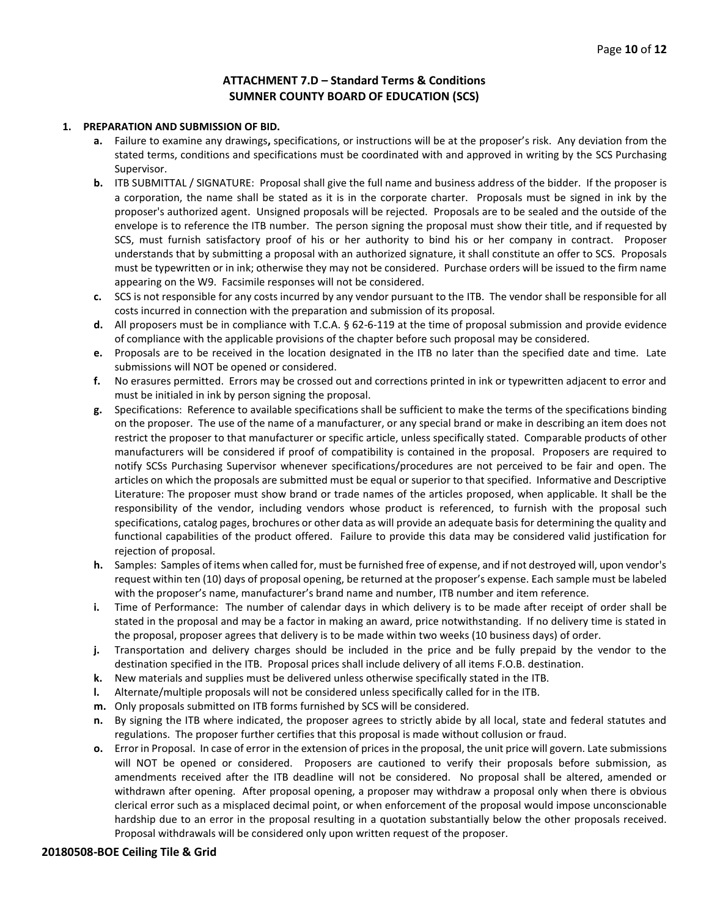## ATTACHMENT 7.D – Standard Terms & Conditions
## SUMNER COUNTY BOARD OF EDUCATION (SCS)

**1. PREPARATION AND SUBMISSION OF BID.**

- **a.** Failure to examine any drawings**,** specifications, or instructions will be at the proposer's risk. Any deviation from the stated terms, conditions and specifications must be coordinated with and approved in writing by the SCS Purchasing Supervisor.
- **b.** ITB SUBMITTAL / SIGNATURE: Proposal shall give the full name and business address of the bidder. If the proposer is a corporation, the name shall be stated as it is in the corporate charter. Proposals must be signed in ink by the proposer's authorized agent. Unsigned proposals will be rejected. Proposals are to be sealed and the outside of the envelope is to reference the ITB number. The person signing the proposal must show their title, and if requested by SCS, must furnish satisfactory proof of his or her authority to bind his or her company in contract. Proposer understands that by submitting a proposal with an authorized signature, it shall constitute an offer to SCS. Proposals must be typewritten or in ink; otherwise they may not be considered. Purchase orders will be issued to the firm name appearing on the W9. Facsimile responses will not be considered.
- **c.** SCS is not responsible for any costs incurred by any vendor pursuant to the ITB. The vendor shall be responsible for all costs incurred in connection with the preparation and submission of its proposal.
- **d.** All proposers must be in compliance with T.C.A. § 62-6-119 at the time of proposal submission and provide evidence of compliance with the applicable provisions of the chapter before such proposal may be considered.
- **e.** Proposals are to be received in the location designated in the ITB no later than the specified date and time. Late submissions will NOT be opened or considered.
- **f.** No erasures permitted. Errors may be crossed out and corrections printed in ink or typewritten adjacent to error and must be initialed in ink by person signing the proposal.
- **g.** Specifications: Reference to available specifications shall be sufficient to make the terms of the specifications binding on the proposer. The use of the name of a manufacturer, or any special brand or make in describing an item does not restrict the proposer to that manufacturer or specific article, unless specifically stated. Comparable products of other manufacturers will be considered if proof of compatibility is contained in the proposal. Proposers are required to notify SCSs Purchasing Supervisor whenever specifications/procedures are not perceived to be fair and open. The articles on which the proposals are submitted must be equal or superior to that specified. Informative and Descriptive Literature: The proposer must show brand or trade names of the articles proposed, when applicable. It shall be the responsibility of the vendor, including vendors whose product is referenced, to furnish with the proposal such specifications, catalog pages, brochures or other data as will provide an adequate basis for determining the quality and functional capabilities of the product offered. Failure to provide this data may be considered valid justification for rejection of proposal.
- **h.** Samples: Samples of items when called for, must be furnished free of expense, and if not destroyed will, upon vendor's request within ten (10) days of proposal opening, be returned at the proposer's expense. Each sample must be labeled with the proposer's name, manufacturer's brand name and number, ITB number and item reference.
- **i.** Time of Performance: The number of calendar days in which delivery is to be made after receipt of order shall be stated in the proposal and may be a factor in making an award, price notwithstanding. If no delivery time is stated in the proposal, proposer agrees that delivery is to be made within two weeks (10 business days) of order.
- **j.** Transportation and delivery charges should be included in the price and be fully prepaid by the vendor to the destination specified in the ITB. Proposal prices shall include delivery of all items F.O.B. destination.
- **k.** New materials and supplies must be delivered unless otherwise specifically stated in the ITB.
- **l.** Alternate/multiple proposals will not be considered unless specifically called for in the ITB.
- **m.** Only proposals submitted on ITB forms furnished by SCS will be considered.
- **n.** By signing the ITB where indicated, the proposer agrees to strictly abide by all local, state and federal statutes and regulations. The proposer further certifies that this proposal is made without collusion or fraud.
- **o.** Error in Proposal. In case of error in the extension of prices in the proposal, the unit price will govern. Late submissions will NOT be opened or considered. Proposers are cautioned to verify their proposals before submission, as amendments received after the ITB deadline will not be considered. No proposal shall be altered, amended or withdrawn after opening. After proposal opening, a proposer may withdraw a proposal only when there is obvious clerical error such as a misplaced decimal point, or when enforcement of the proposal would impose unconscionable hardship due to an error in the proposal resulting in a quotation substantially below the other proposals received. Proposal withdrawals will be considered only upon written request of the proposer.

**20180508-BOE Ceiling Tile & Grid**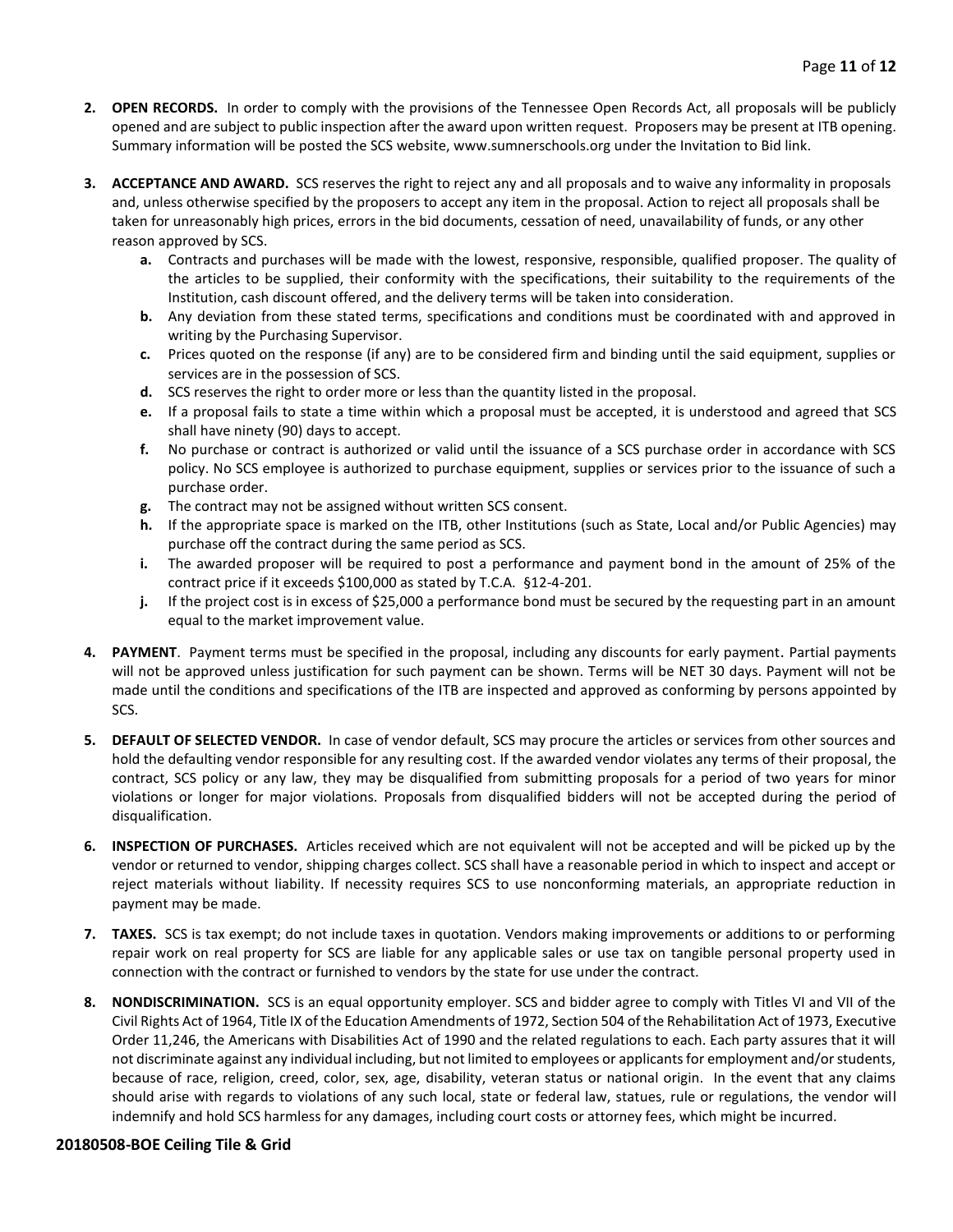2. **OPEN RECORDS.** In order to comply with the provisions of the Tennessee Open Records Act, all proposals will be publicly opened and are subject to public inspection after the award upon written request. Proposers may be present at ITB opening. Summary information will be posted the SCS website, www.sumnerschools.org under the Invitation to Bid link.

3. **ACCEPTANCE AND AWARD.** SCS reserves the right to reject any and all proposals and to waive any informality in proposals and, unless otherwise specified by the proposers to accept any item in the proposal. Action to reject all proposals shall be taken for unreasonably high prices, errors in the bid documents, cessation of need, unavailability of funds, or any other reason approved by SCS.
   - **a.** Contracts and purchases will be made with the lowest, responsive, responsible, qualified proposer. The quality of the articles to be supplied, their conformity with the specifications, their suitability to the requirements of the Institution, cash discount offered, and the delivery terms will be taken into consideration.
   - **b.** Any deviation from these stated terms, specifications and conditions must be coordinated with and approved in writing by the Purchasing Supervisor.
   - **c.** Prices quoted on the response (if any) are to be considered firm and binding until the said equipment, supplies or services are in the possession of SCS.
   - **d.** SCS reserves the right to order more or less than the quantity listed in the proposal.
   - **e.** If a proposal fails to state a time within which a proposal must be accepted, it is understood and agreed that SCS shall have ninety (90) days to accept.
   - **f.** No purchase or contract is authorized or valid until the issuance of a SCS purchase order in accordance with SCS policy. No SCS employee is authorized to purchase equipment, supplies or services prior to the issuance of such a purchase order.
   - **g.** The contract may not be assigned without written SCS consent.
   - **h.** If the appropriate space is marked on the ITB, other Institutions (such as State, Local and/or Public Agencies) may purchase off the contract during the same period as SCS.
   - **i.** The awarded proposer will be required to post a performance and payment bond in the amount of 25% of the contract price if it exceeds $100,000 as stated by T.C.A. §12-4-201.
   - **j.** If the project cost is in excess of $25,000 a performance bond must be secured by the requesting part in an amount equal to the market improvement value.

4. **PAYMENT**. Payment terms must be specified in the proposal, including any discounts for early payment. Partial payments will not be approved unless justification for such payment can be shown. Terms will be NET 30 days. Payment will not be made until the conditions and specifications of the ITB are inspected and approved as conforming by persons appointed by SCS.

5. **DEFAULT OF SELECTED VENDOR.** In case of vendor default, SCS may procure the articles or services from other sources and hold the defaulting vendor responsible for any resulting cost. If the awarded vendor violates any terms of their proposal, the contract, SCS policy or any law, they may be disqualified from submitting proposals for a period of two years for minor violations or longer for major violations. Proposals from disqualified bidders will not be accepted during the period of disqualification.

6. **INSPECTION OF PURCHASES.** Articles received which are not equivalent will not be accepted and will be picked up by the vendor or returned to vendor, shipping charges collect. SCS shall have a reasonable period in which to inspect and accept or reject materials without liability. If necessity requires SCS to use nonconforming materials, an appropriate reduction in payment may be made.

7. **TAXES.** SCS is tax exempt; do not include taxes in quotation. Vendors making improvements or additions to or performing repair work on real property for SCS are liable for any applicable sales or use tax on tangible personal property used in connection with the contract or furnished to vendors by the state for use under the contract.

8. **NONDISCRIMINATION.** SCS is an equal opportunity employer. SCS and bidder agree to comply with Titles VI and VII of the Civil Rights Act of 1964, Title IX of the Education Amendments of 1972, Section 504 of the Rehabilitation Act of 1973, Executive Order 11,246, the Americans with Disabilities Act of 1990 and the related regulations to each. Each party assures that it will not discriminate against any individual including, but not limited to employees or applicants for employment and/or students, because of race, religion, creed, color, sex, age, disability, veteran status or national origin. In the event that any claims should arise with regards to violations of any such local, state or federal law, statues, rule or regulations, the vendor will indemnify and hold SCS harmless for any damages, including court costs or attorney fees, which might be incurred.

**20180508-BOE Ceiling Tile & Grid**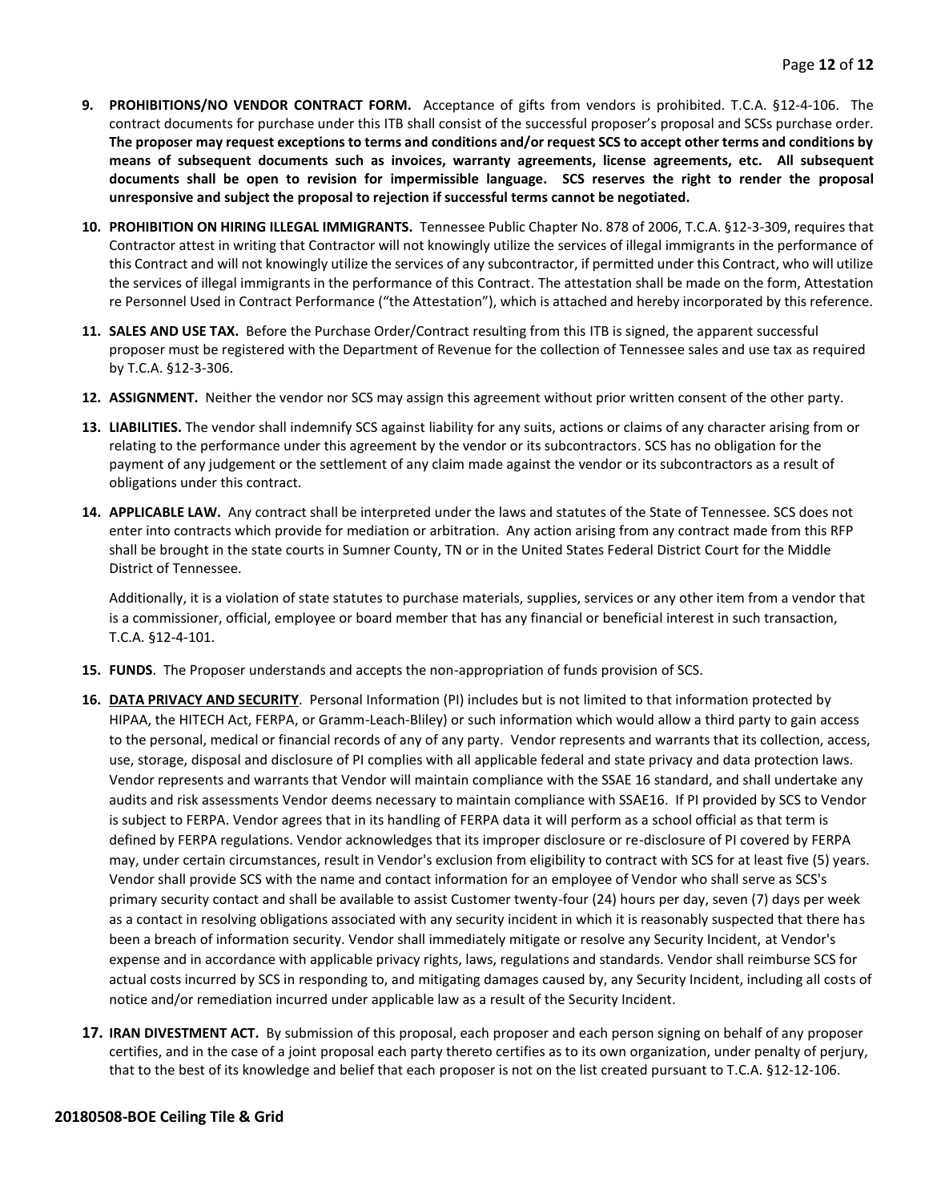9. **PROHIBITIONS/NO VENDOR CONTRACT FORM.** Acceptance of gifts from vendors is prohibited. T.C.A. §12-4-106. The contract documents for purchase under this ITB shall consist of the successful proposer's proposal and SCSs purchase order. **The proposer may request exceptions to terms and conditions and/or request SCS to accept other terms and conditions by means of subsequent documents such as invoices, warranty agreements, license agreements, etc. All subsequent documents shall be open to revision for impermissible language. SCS reserves the right to render the proposal unresponsive and subject the proposal to rejection if successful terms cannot be negotiated.**

10. **PROHIBITION ON HIRING ILLEGAL IMMIGRANTS.** Tennessee Public Chapter No. 878 of 2006, T.C.A. §12-3-309, requires that Contractor attest in writing that Contractor will not knowingly utilize the services of illegal immigrants in the performance of this Contract and will not knowingly utilize the services of any subcontractor, if permitted under this Contract, who will utilize the services of illegal immigrants in the performance of this Contract. The attestation shall be made on the form, Attestation re Personnel Used in Contract Performance ("the Attestation"), which is attached and hereby incorporated by this reference.

11. **SALES AND USE TAX.** Before the Purchase Order/Contract resulting from this ITB is signed, the apparent successful proposer must be registered with the Department of Revenue for the collection of Tennessee sales and use tax as required by T.C.A. §12-3-306.

12. **ASSIGNMENT.** Neither the vendor nor SCS may assign this agreement without prior written consent of the other party.

13. **LIABILITIES.** The vendor shall indemnify SCS against liability for any suits, actions or claims of any character arising from or relating to the performance under this agreement by the vendor or its subcontractors. SCS has no obligation for the payment of any judgement or the settlement of any claim made against the vendor or its subcontractors as a result of obligations under this contract.

14. **APPLICABLE LAW.** Any contract shall be interpreted under the laws and statutes of the State of Tennessee. SCS does not enter into contracts which provide for mediation or arbitration. Any action arising from any contract made from this RFP shall be brought in the state courts in Sumner County, TN or in the United States Federal District Court for the Middle District of Tennessee.

    Additionally, it is a violation of state statutes to purchase materials, supplies, services or any other item from a vendor that is a commissioner, official, employee or board member that has any financial or beneficial interest in such transaction, T.C.A. §12-4-101.

15. **FUNDS**. The Proposer understands and accepts the non-appropriation of funds provision of SCS.

16. **DATA PRIVACY AND SECURITY**. Personal Information (PI) includes but is not limited to that information protected by HIPAA, the HITECH Act, FERPA, or Gramm-Leach-Bliley) or such information which would allow a third party to gain access to the personal, medical or financial records of any of any party. Vendor represents and warrants that its collection, access, use, storage, disposal and disclosure of PI complies with all applicable federal and state privacy and data protection laws. Vendor represents and warrants that Vendor will maintain compliance with the SSAE 16 standard, and shall undertake any audits and risk assessments Vendor deems necessary to maintain compliance with SSAE16. If PI provided by SCS to Vendor is subject to FERPA. Vendor agrees that in its handling of FERPA data it will perform as a school official as that term is defined by FERPA regulations. Vendor acknowledges that its improper disclosure or re-disclosure of PI covered by FERPA may, under certain circumstances, result in Vendor's exclusion from eligibility to contract with SCS for at least five (5) years. Vendor shall provide SCS with the name and contact information for an employee of Vendor who shall serve as SCS's primary security contact and shall be available to assist Customer twenty-four (24) hours per day, seven (7) days per week as a contact in resolving obligations associated with any security incident in which it is reasonably suspected that there has been a breach of information security. Vendor shall immediately mitigate or resolve any Security Incident, at Vendor's expense and in accordance with applicable privacy rights, laws, regulations and standards. Vendor shall reimburse SCS for actual costs incurred by SCS in responding to, and mitigating damages caused by, any Security Incident, including all costs of notice and/or remediation incurred under applicable law as a result of the Security Incident.

17. **IRAN DIVESTMENT ACT.** By submission of this proposal, each proposer and each person signing on behalf of any proposer certifies, and in the case of a joint proposal each party thereto certifies as to its own organization, under penalty of perjury, that to the best of its knowledge and belief that each proposer is not on the list created pursuant to T.C.A. §12-12-106.